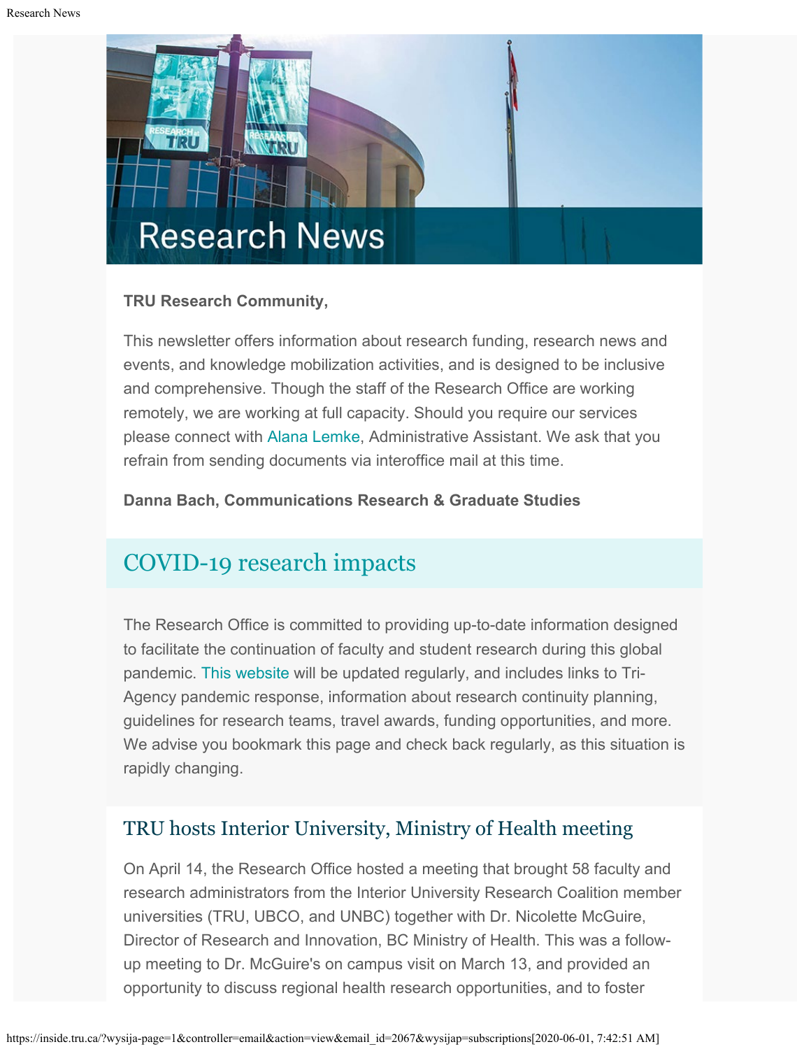# Research News

**TRU Research Community,**

This newsletter offers information about research funding, research news and events, and knowledge mobilization activities, and is designed to be inclusive and comprehensive. Though the staff of the Research Office are working remotely, we are working at full capacity. Should you require our services please connect with Alana Lemke, Administrative Assistant. We ask that you refrain from sending documents via interoffice mail at this time.

**Danna Bach, Communications Research & Graduate Studies**

## COVID-19 research impacts

The Research Office is committed to providing up-to-date information designed to facilitate the continuation of faculty and student research during this global pandemic. This website will be updated regularly, and includes links to Tri-Agency pandemic response, information about research continuity planning, guidelines for research teams, travel awards, funding opportunities, and more. We advise you bookmark this page and check back regularly, as this situation is rapidly changing.

### TRU hosts Interior University, Ministry of Health meeting

On April 14, the Research Office hosted a meeting that brought 58 faculty and research administrators from the Interior University Research Coalition member universities (TRU, UBCO, and UNBC) together with Dr. Nicolette McGuire, Director of Research and Innovation, BC Ministry of Health. This was a follow-up meeting to Dr. McGuire's on campus visit on March 13, and provided an opportunity to discuss regional health research opportunities, and to foster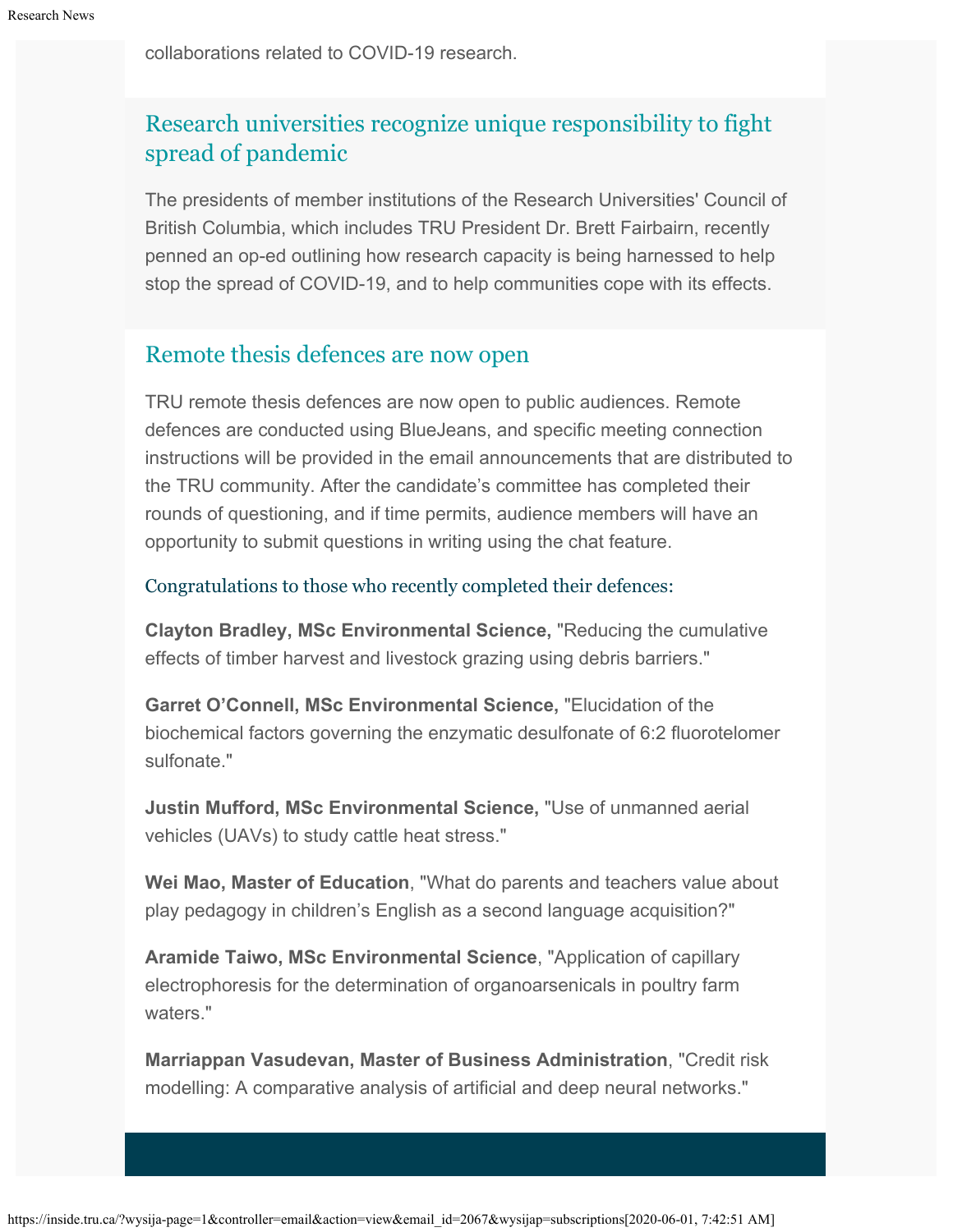collaborations related to COVID-19 research.

## Research universities recognize unique responsibility to fight spread of pandemic

The presidents of member institutions of the Research Universities' Council of British Columbia, which includes TRU President Dr. Brett Fairbairn, recently penned an op-ed outlining how research capacity is being harnessed to help stop the spread of COVID-19, and to help communities cope with its effects.

## Remote thesis defences are now open

TRU remote thesis defences are now open to public audiences. Remote defences are conducted using BlueJeans, and specific meeting connection instructions will be provided in the email announcements that are distributed to the TRU community. After the candidate's committee has completed their rounds of questioning, and if time permits, audience members will have an opportunity to submit questions in writing using the chat feature.

### Congratulations to those who recently completed their defences:

**Clayton Bradley, MSc Environmental Science,** "Reducing the cumulative effects of timber harvest and livestock grazing using debris barriers."

**Garret O'Connell, MSc Environmental Science,** "Elucidation of the biochemical factors governing the enzymatic desulfonate of 6:2 fluorotelomer sulfonate."

**Justin Mufford, MSc Environmental Science,** "Use of unmanned aerial vehicles (UAVs) to study cattle heat stress."

**Wei Mao, Master of Education**, "What do parents and teachers value about play pedagogy in children's English as a second language acquisition?"

**Aramide Taiwo, MSc Environmental Science**, "Application of capillary electrophoresis for the determination of organoarsenicals in poultry farm waters."

**Marriappan Vasudevan, Master of Business Administration**, "Credit risk modelling: A comparative analysis of artificial and deep neural networks."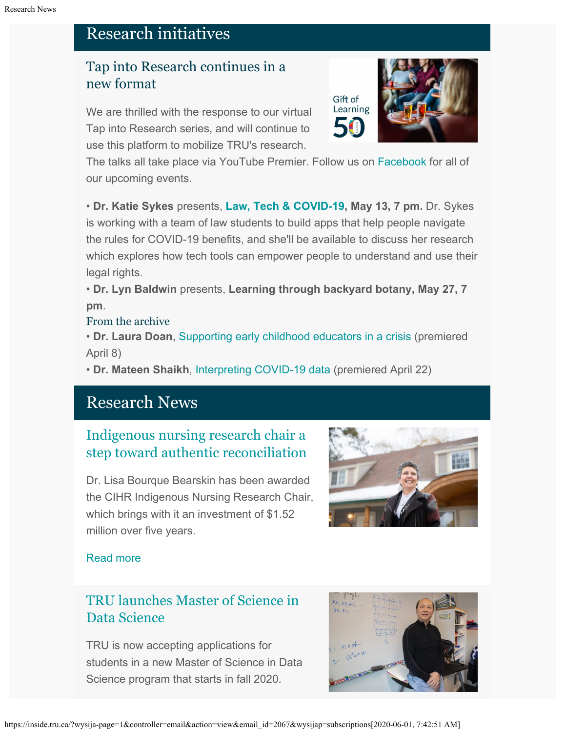## Research initiatives

### Tap into Research continues in a new format

We are thrilled with the response to our virtual Tap into Research series, and will continue to use this platform to mobilize TRU's research. The talks all take place via YouTube Premier. Follow us on Facebook for all of our upcoming events.

• **Dr. Katie Sykes** presents, **Law, Tech & COVID-19, May 13, 7 pm.** Dr. Sykes is working with a team of law students to build apps that help people navigate the rules for COVID-19 benefits, and she'll be available to discuss her research which explores how tech tools can empower people to understand and use their legal rights.
• **Dr. Lyn Baldwin** presents, **Learning through backyard botany, May 27, 7 pm**.

From the archive

• **Dr. Laura Doan**, Supporting early childhood educators in a crisis (premiered April 8)
• **Dr. Mateen Shaikh**, Interpreting COVID-19 data (premiered April 22)

## Research News

### Indigenous nursing research chair a step toward authentic reconciliation

Dr. Lisa Bourque Bearskin has been awarded the CIHR Indigenous Nursing Research Chair, which brings with it an investment of $1.52 million over five years.

Read more

### TRU launches Master of Science in Data Science

TRU is now accepting applications for students in a new Master of Science in Data Science program that starts in fall 2020.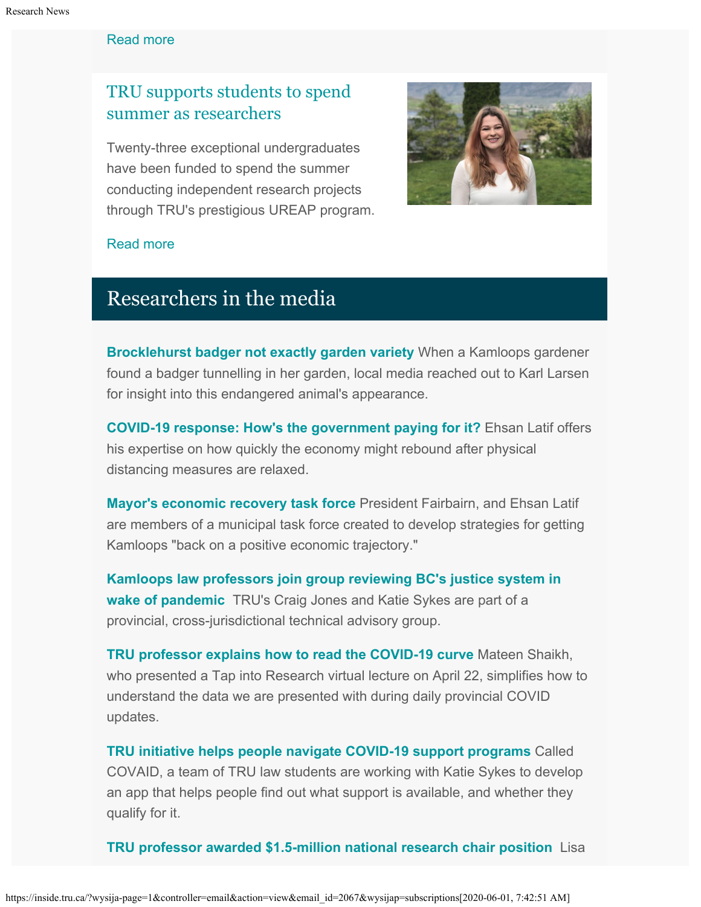Read more

## TRU supports students to spend summer as researchers

Twenty-three exceptional undergraduates have been funded to spend the summer conducting independent research projects through TRU's prestigious UREAP program.

Read more

## Researchers in the media

**Brocklehurst badger not exactly garden variety** When a Kamloops gardener found a badger tunnelling in her garden, local media reached out to Karl Larsen for insight into this endangered animal's appearance.

**COVID-19 response: How's the government paying for it?** Ehsan Latif offers his expertise on how quickly the economy might rebound after physical distancing measures are relaxed.

**Mayor's economic recovery task force** President Fairbairn, and Ehsan Latif are members of a municipal task force created to develop strategies for getting Kamloops "back on a positive economic trajectory."

**Kamloops law professors join group reviewing BC's justice system in wake of pandemic** TRU's Craig Jones and Katie Sykes are part of a provincial, cross-jurisdictional technical advisory group.

**TRU professor explains how to read the COVID-19 curve** Mateen Shaikh, who presented a Tap into Research virtual lecture on April 22, simplifies how to understand the data we are presented with during daily provincial COVID updates.

**TRU initiative helps people navigate COVID-19 support programs** Called COVAID, a team of TRU law students are working with Katie Sykes to develop an app that helps people find out what support is available, and whether they qualify for it.

**TRU professor awarded $1.5-million national research chair position** Lisa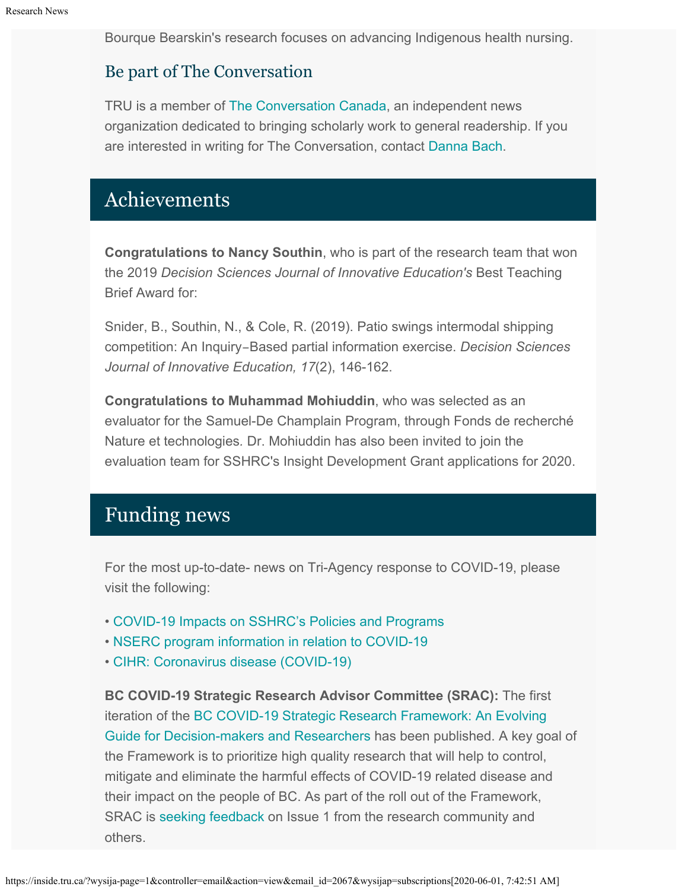Bourque Bearskin's research focuses on advancing Indigenous health nursing.

### Be part of The Conversation

TRU is a member of The Conversation Canada, an independent news organization dedicated to bringing scholarly work to general readership. If you are interested in writing for The Conversation, contact Danna Bach.

## Achievements

**Congratulations to Nancy Southin**, who is part of the research team that won the 2019 *Decision Sciences Journal of Innovative Education's* Best Teaching Brief Award for:

Snider, B., Southin, N., & Cole, R. (2019). Patio swings intermodal shipping competition: An Inquiry‐Based partial information exercise. *Decision Sciences Journal of Innovative Education, 17*(2), 146-162.

**Congratulations to Muhammad Mohiuddin**, who was selected as an evaluator for the Samuel-De Champlain Program, through Fonds de recherché Nature et technologies. Dr. Mohiuddin has also been invited to join the evaluation team for SSHRC's Insight Development Grant applications for 2020.

## Funding news

For the most up-to-date- news on Tri-Agency response to COVID-19, please visit the following:

- COVID-19 Impacts on SSHRC's Policies and Programs
- NSERC program information in relation to COVID-19
- CIHR: Coronavirus disease (COVID-19)

**BC COVID-19 Strategic Research Advisor Committee (SRAC):** The first iteration of the BC COVID-19 Strategic Research Framework: An Evolving Guide for Decision-makers and Researchers has been published. A key goal of the Framework is to prioritize high quality research that will help to control, mitigate and eliminate the harmful effects of COVID-19 related disease and their impact on the people of BC. As part of the roll out of the Framework, SRAC is seeking feedback on Issue 1 from the research community and others.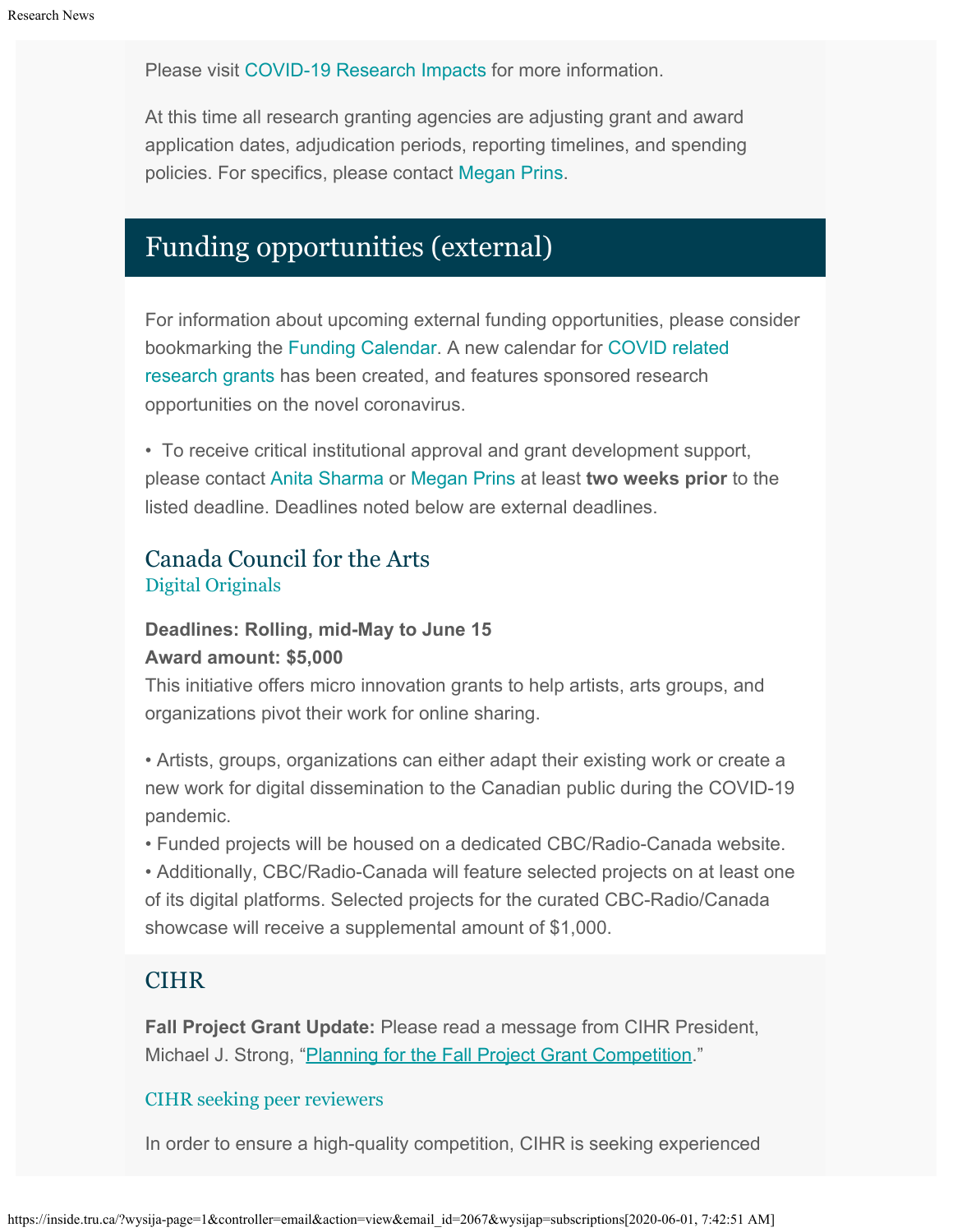Please visit COVID-19 Research Impacts for more information.

At this time all research granting agencies are adjusting grant and award application dates, adjudication periods, reporting timelines, and spending policies. For specifics, please contact Megan Prins.

## Funding opportunities (external)

For information about upcoming external funding opportunities, please consider bookmarking the Funding Calendar. A new calendar for COVID related research grants has been created, and features sponsored research opportunities on the novel coronavirus.

• To receive critical institutional approval and grant development support, please contact Anita Sharma or Megan Prins at least **two weeks prior** to the listed deadline. Deadlines noted below are external deadlines.

### Canada Council for the Arts

Digital Originals

**Deadlines: Rolling, mid-May to June 15**
**Award amount: $5,000**
This initiative offers micro innovation grants to help artists, arts groups, and organizations pivot their work for online sharing.

• Artists, groups, organizations can either adapt their existing work or create a new work for digital dissemination to the Canadian public during the COVID-19 pandemic.
• Funded projects will be housed on a dedicated CBC/Radio-Canada website.
• Additionally, CBC/Radio-Canada will feature selected projects on at least one of its digital platforms. Selected projects for the curated CBC-Radio/Canada showcase will receive a supplemental amount of $1,000.

### CIHR

**Fall Project Grant Update:** Please read a message from CIHR President, Michael J. Strong, "Planning for the Fall Project Grant Competition."

CIHR seeking peer reviewers

In order to ensure a high-quality competition, CIHR is seeking experienced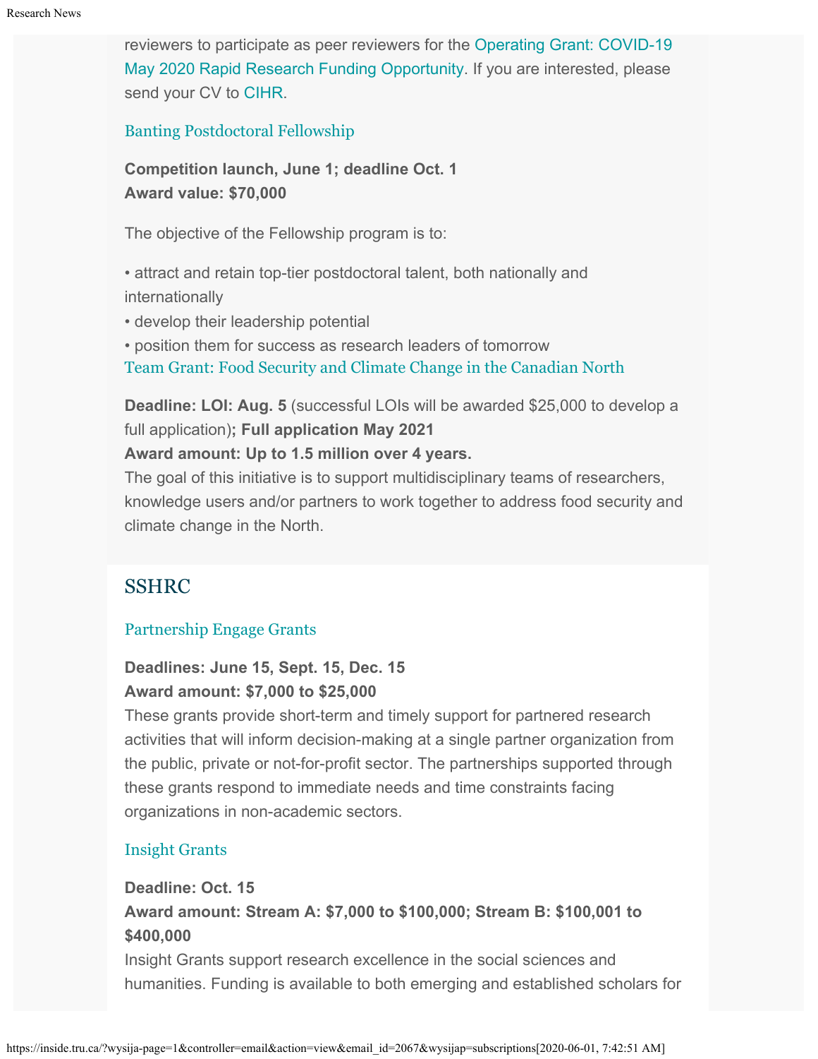reviewers to participate as peer reviewers for the Operating Grant: COVID-19 May 2020 Rapid Research Funding Opportunity. If you are interested, please send your CV to CIHR.

### Banting Postdoctoral Fellowship

**Competition launch, June 1; deadline Oct. 1**
**Award value: $70,000**

The objective of the Fellowship program is to:

• attract and retain top-tier postdoctoral talent, both nationally and internationally
• develop their leadership potential
• position them for success as research leaders of tomorrow

### Team Grant: Food Security and Climate Change in the Canadian North

**Deadline: LOI: Aug. 5** (successful LOIs will be awarded $25,000 to develop a full application)**; Full application May 2021**
**Award amount: Up to 1.5 million over 4 years.**
The goal of this initiative is to support multidisciplinary teams of researchers, knowledge users and/or partners to work together to address food security and climate change in the North.

## SSHRC

### Partnership Engage Grants

**Deadlines: June 15, Sept. 15, Dec. 15**
**Award amount: $7,000 to $25,000**
These grants provide short-term and timely support for partnered research activities that will inform decision-making at a single partner organization from the public, private or not-for-profit sector. The partnerships supported through these grants respond to immediate needs and time constraints facing organizations in non-academic sectors.

### Insight Grants

**Deadline: Oct. 15**
**Award amount: Stream A: $7,000 to $100,000; Stream B: $100,001 to $400,000**
Insight Grants support research excellence in the social sciences and humanities. Funding is available to both emerging and established scholars for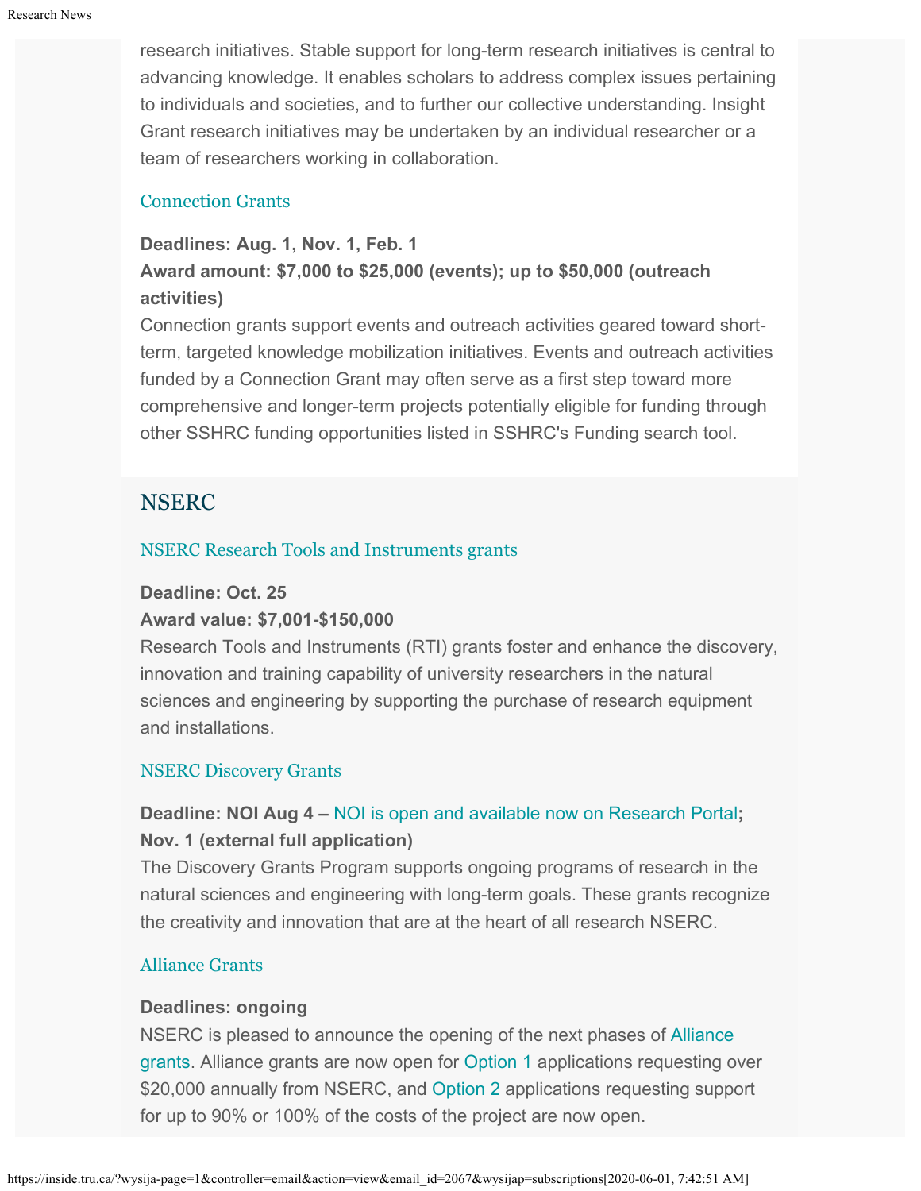research initiatives. Stable support for long-term research initiatives is central to advancing knowledge. It enables scholars to address complex issues pertaining to individuals and societies, and to further our collective understanding. Insight Grant research initiatives may be undertaken by an individual researcher or a team of researchers working in collaboration.

### Connection Grants

**Deadlines: Aug. 1, Nov. 1, Feb. 1**
**Award amount: $7,000 to $25,000 (events); up to $50,000 (outreach activities)**
Connection grants support events and outreach activities geared toward short-term, targeted knowledge mobilization initiatives. Events and outreach activities funded by a Connection Grant may often serve as a first step toward more comprehensive and longer-term projects potentially eligible for funding through other SSHRC funding opportunities listed in SSHRC's Funding search tool.

## NSERC

### NSERC Research Tools and Instruments grants

**Deadline: Oct. 25**
**Award value: $7,001-$150,000**
Research Tools and Instruments (RTI) grants foster and enhance the discovery, innovation and training capability of university researchers in the natural sciences and engineering by supporting the purchase of research equipment and installations.

### NSERC Discovery Grants

**Deadline: NOI Aug 4 – NOI is open and available now on Research Portal; Nov. 1 (external full application)**
The Discovery Grants Program supports ongoing programs of research in the natural sciences and engineering with long-term goals. These grants recognize the creativity and innovation that are at the heart of all research NSERC.

### Alliance Grants

**Deadlines: ongoing**
NSERC is pleased to announce the opening of the next phases of Alliance grants. Alliance grants are now open for Option 1 applications requesting over $20,000 annually from NSERC, and Option 2 applications requesting support for up to 90% or 100% of the costs of the project are now open.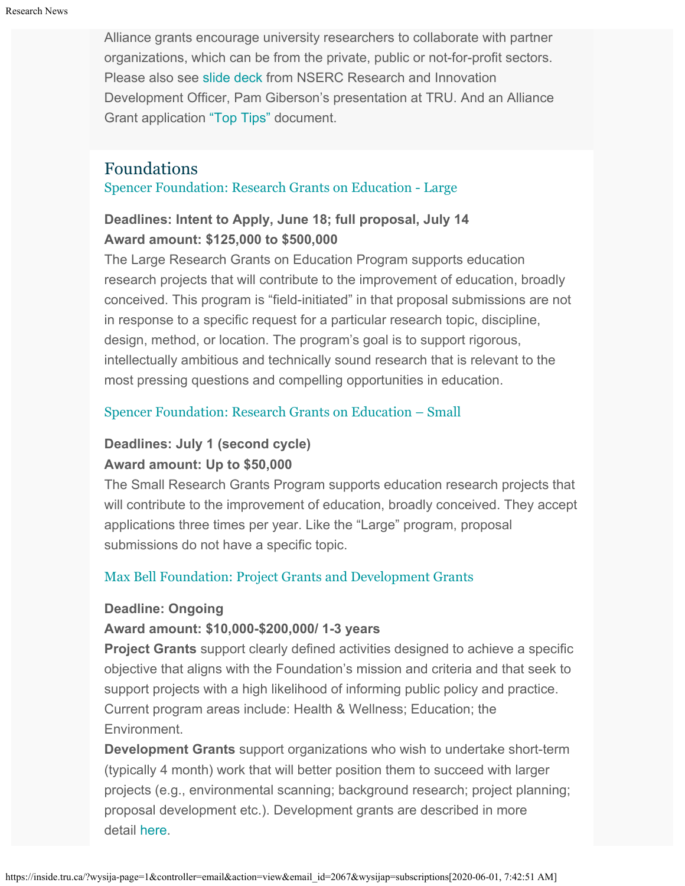Alliance grants encourage university researchers to collaborate with partner organizations, which can be from the private, public or not-for-profit sectors. Please also see slide deck from NSERC Research and Innovation Development Officer, Pam Giberson's presentation at TRU. And an Alliance Grant application "Top Tips" document.

## Foundations

### Spencer Foundation: Research Grants on Education - Large

**Deadlines: Intent to Apply, June 18; full proposal, July 14**
**Award amount: $125,000 to $500,000**
The Large Research Grants on Education Program supports education research projects that will contribute to the improvement of education, broadly conceived. This program is "field-initiated" in that proposal submissions are not in response to a specific request for a particular research topic, discipline, design, method, or location. The program's goal is to support rigorous, intellectually ambitious and technically sound research that is relevant to the most pressing questions and compelling opportunities in education.

### Spencer Foundation: Research Grants on Education – Small

**Deadlines: July 1 (second cycle)**
**Award amount: Up to $50,000**
The Small Research Grants Program supports education research projects that will contribute to the improvement of education, broadly conceived. They accept applications three times per year. Like the "Large" program, proposal submissions do not have a specific topic.

### Max Bell Foundation: Project Grants and Development Grants

**Deadline: Ongoing**
**Award amount: $10,000-$200,000/ 1-3 years**
**Project Grants** support clearly defined activities designed to achieve a specific objective that aligns with the Foundation's mission and criteria and that seek to support projects with a high likelihood of informing public policy and practice. Current program areas include: Health & Wellness; Education; the Environment.
**Development Grants** support organizations who wish to undertake short-term (typically 4 month) work that will better position them to succeed with larger projects (e.g., environmental scanning; background research; project planning; proposal development etc.). Development grants are described in more detail here.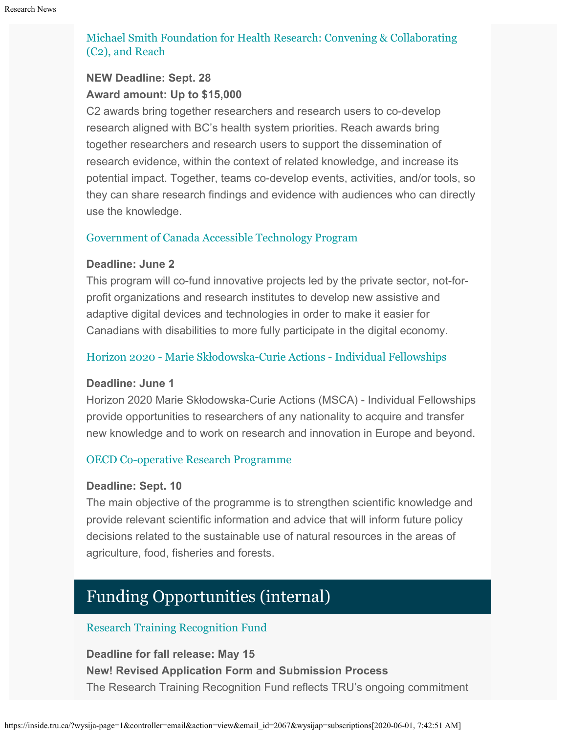### Michael Smith Foundation for Health Research: Convening & Collaborating (C2), and Reach

**NEW Deadline: Sept. 28**
**Award amount: Up to $15,000**
C2 awards bring together researchers and research users to co-develop research aligned with BC's health system priorities. Reach awards bring together researchers and research users to support the dissemination of research evidence, within the context of related knowledge, and increase its potential impact. Together, teams co-develop events, activities, and/or tools, so they can share research findings and evidence with audiences who can directly use the knowledge.

### Government of Canada Accessible Technology Program

**Deadline: June 2**
This program will co-fund innovative projects led by the private sector, not-for-profit organizations and research institutes to develop new assistive and adaptive digital devices and technologies in order to make it easier for Canadians with disabilities to more fully participate in the digital economy.

### Horizon 2020 - Marie Skłodowska-Curie Actions - Individual Fellowships

**Deadline: June 1**
Horizon 2020 Marie Skłodowska-Curie Actions (MSCA) - Individual Fellowships provide opportunities to researchers of any nationality to acquire and transfer new knowledge and to work on research and innovation in Europe and beyond.

### OECD Co-operative Research Programme

**Deadline: Sept. 10**
The main objective of the programme is to strengthen scientific knowledge and provide relevant scientific information and advice that will inform future policy decisions related to the sustainable use of natural resources in the areas of agriculture, food, fisheries and forests.

## Funding Opportunities (internal)

### Research Training Recognition Fund

**Deadline for fall release: May 15**
**New! Revised Application Form and Submission Process**
The Research Training Recognition Fund reflects TRU's ongoing commitment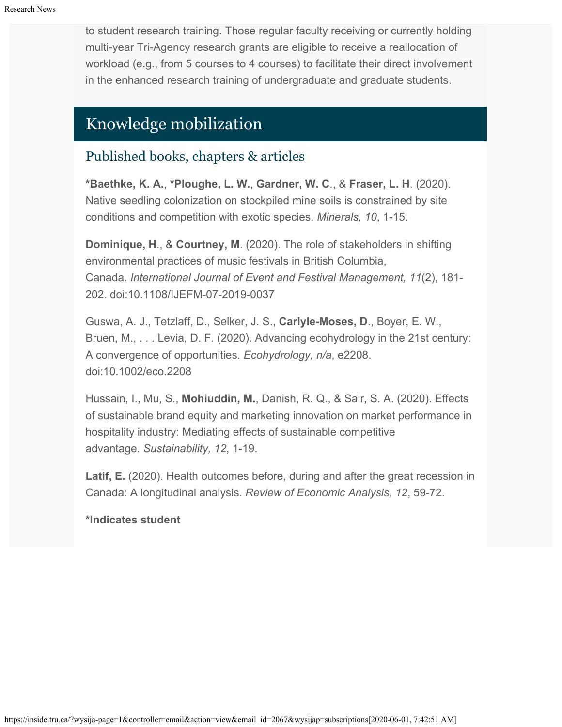to student research training. Those regular faculty receiving or currently holding multi-year Tri-Agency research grants are eligible to receive a reallocation of workload (e.g., from 5 courses to 4 courses) to facilitate their direct involvement in the enhanced research training of undergraduate and graduate students.

## Knowledge mobilization

### Published books, chapters & articles

**\*Baethke, K. A.**, **\*Ploughe, L. W.**, **Gardner, W. C**., & **Fraser, L. H**. (2020). Native seedling colonization on stockpiled mine soils is constrained by site conditions and competition with exotic species. *Minerals, 10*, 1-15.

**Dominique, H**., & **Courtney, M**. (2020). The role of stakeholders in shifting environmental practices of music festivals in British Columbia, Canada. *International Journal of Event and Festival Management, 11*(2), 181-202. doi:10.1108/IJEFM-07-2019-0037

Guswa, A. J., Tetzlaff, D., Selker, J. S., **Carlyle-Moses, D**., Boyer, E. W., Bruen, M., . . . Levia, D. F. (2020). Advancing ecohydrology in the 21st century: A convergence of opportunities. *Ecohydrology, n/a*, e2208. doi:10.1002/eco.2208

Hussain, I., Mu, S., **Mohiuddin, M.**, Danish, R. Q., & Sair, S. A. (2020). Effects of sustainable brand equity and marketing innovation on market performance in hospitality industry: Mediating effects of sustainable competitive advantage. *Sustainability, 12*, 1-19.

**Latif, E.** (2020). Health outcomes before, during and after the great recession in Canada: A longitudinal analysis. *Review of Economic Analysis, 12*, 59-72.

**\*Indicates student**